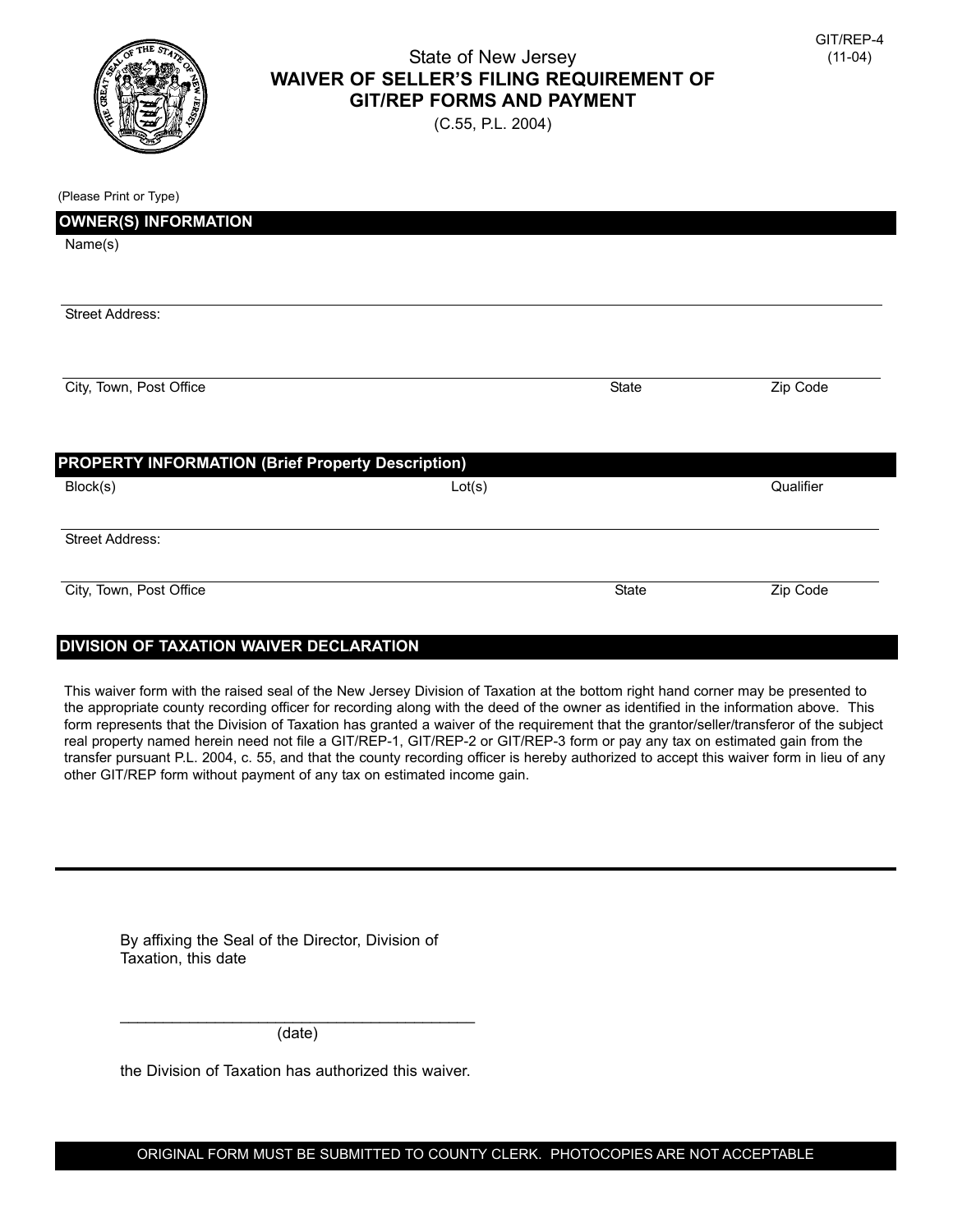GIT/REP-4
(11-04)

# State of New Jersey
## WAIVER OF SELLER'S FILING REQUIREMENT OF GIT/REP FORMS AND PAYMENT
(C.55, P.L. 2004)

(Please Print or Type)

**OWNER(S) INFORMATION**

Name(s)

Street Address:

City, Town, Post Office | State | Zip Code

**PROPERTY INFORMATION (Brief Property Description)**

Block(s) | Lot(s) | Qualifier

Street Address:

City, Town, Post Office | State | Zip Code

**DIVISION OF TAXATION WAIVER DECLARATION**

This waiver form with the raised seal of the New Jersey Division of Taxation at the bottom right hand corner may be presented to the appropriate county recording officer for recording along with the deed of the owner as identified in the information above. This form represents that the Division of Taxation has granted a waiver of the requirement that the grantor/seller/transferor of the subject real property named herein need not file a GIT/REP-1, GIT/REP-2 or GIT/REP-3 form or pay any tax on estimated gain from the transfer pursuant P.L. 2004, c. 55, and that the county recording officer is hereby authorized to accept this waiver form in lieu of any other GIT/REP form without payment of any tax on estimated income gain.

By affixing the Seal of the Director, Division of Taxation, this date

\_\_\_\_\_\_\_\_\_\_\_\_\_\_\_\_\_\_\_\_\_\_\_\_\_\_\_\_\_\_\_\_\_\_\_\_\_\_\_\_
(date)

the Division of Taxation has authorized this waiver.

**ORIGINAL FORM MUST BE SUBMITTED TO COUNTY CLERK. PHOTOCOPIES ARE NOT ACCEPTABLE**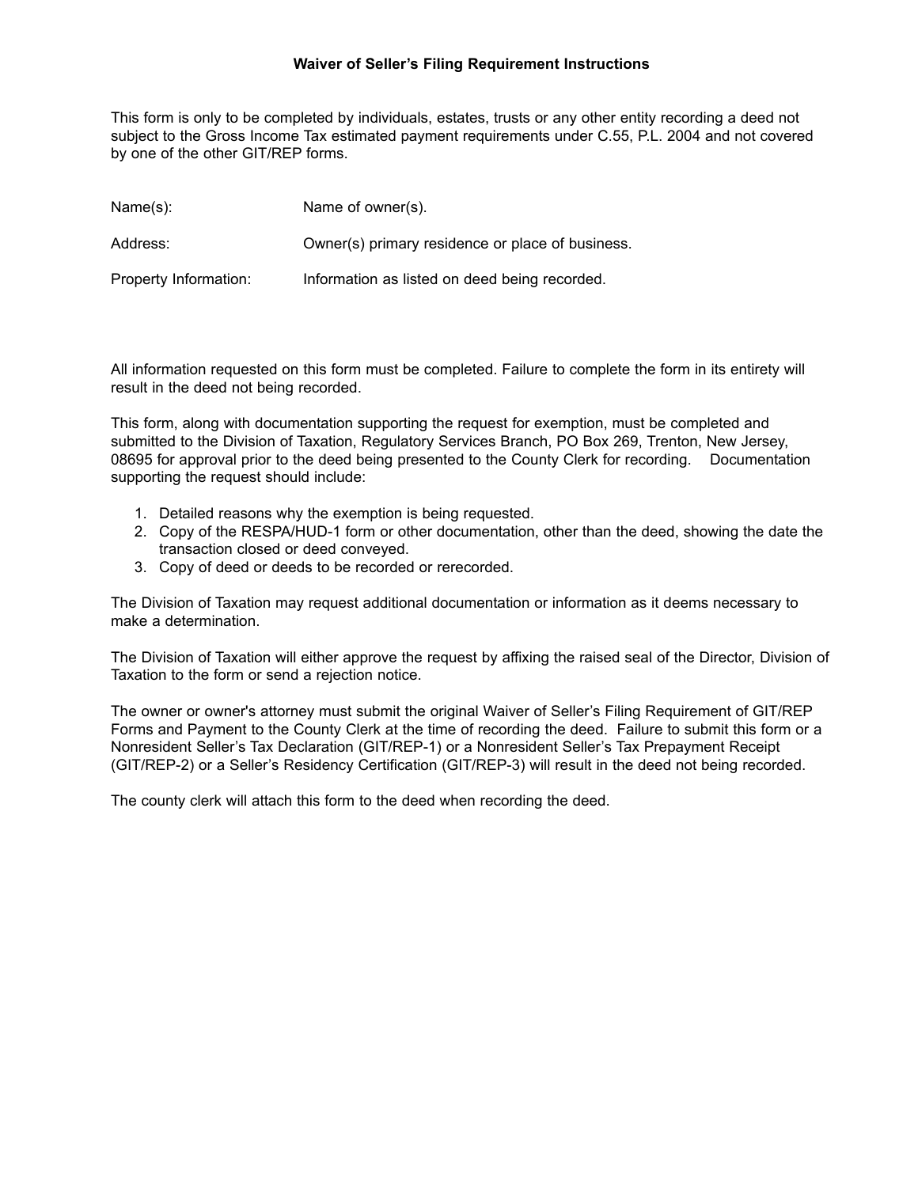# Waiver of Seller's Filing Requirement Instructions

This form is only to be completed by individuals, estates, trusts or any other entity recording a deed not subject to the Gross Income Tax estimated payment requirements under C.55, P.L. 2004 and not covered by one of the other GIT/REP forms.

| | |
|---|---|
| Name(s): | Name of owner(s). |
| Address: | Owner(s) primary residence or place of business. |
| Property Information: | Information as listed on deed being recorded. |

All information requested on this form must be completed. Failure to complete the form in its entirety will result in the deed not being recorded.

This form, along with documentation supporting the request for exemption, must be completed and submitted to the Division of Taxation, Regulatory Services Branch, PO Box 269, Trenton, New Jersey, 08695 for approval prior to the deed being presented to the County Clerk for recording. Documentation supporting the request should include:

1. Detailed reasons why the exemption is being requested.
2. Copy of the RESPA/HUD-1 form or other documentation, other than the deed, showing the date the transaction closed or deed conveyed.
3. Copy of deed or deeds to be recorded or rerecorded.

The Division of Taxation may request additional documentation or information as it deems necessary to make a determination.

The Division of Taxation will either approve the request by affixing the raised seal of the Director, Division of Taxation to the form or send a rejection notice.

The owner or owner's attorney must submit the original Waiver of Seller's Filing Requirement of GIT/REP Forms and Payment to the County Clerk at the time of recording the deed. Failure to submit this form or a Nonresident Seller's Tax Declaration (GIT/REP-1) or a Nonresident Seller's Tax Prepayment Receipt (GIT/REP-2) or a Seller's Residency Certification (GIT/REP-3) will result in the deed not being recorded.

The county clerk will attach this form to the deed when recording the deed.